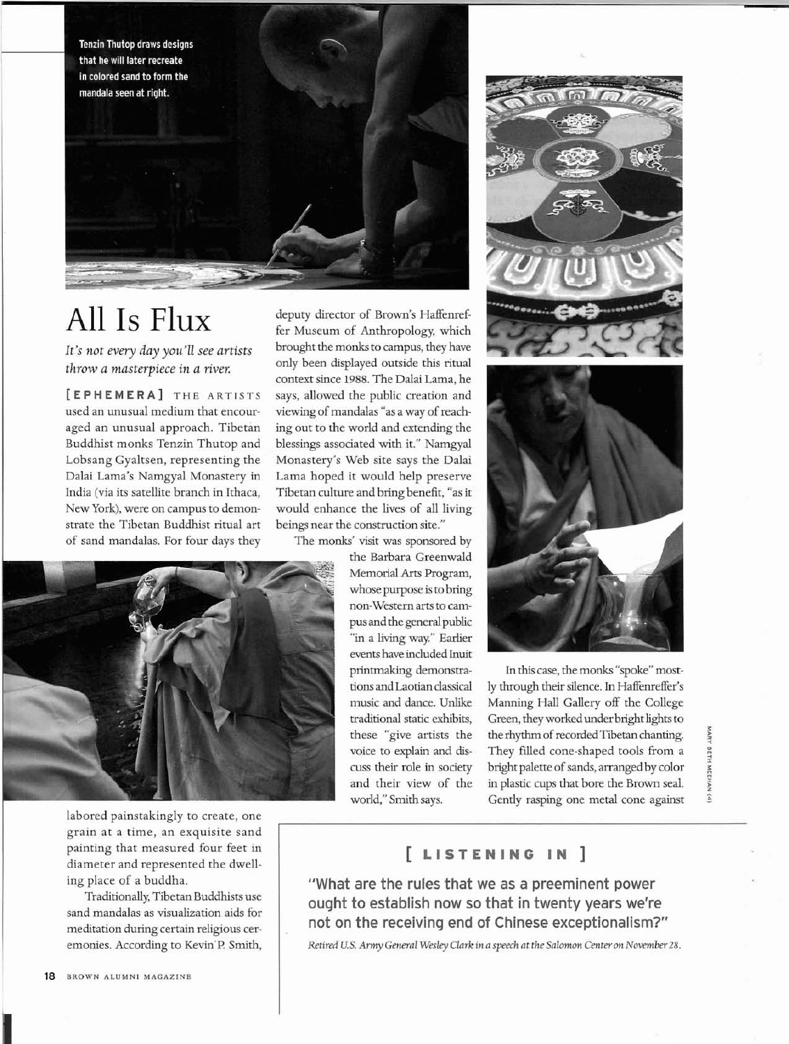Tenzin Thutop draws designs that he will later recreate in colored sand to form the mandala seen at right.

# All Is Flux

*It's not every day you'll see artists throw a masterpiece in a river.*

[ EPHEMERA ] THE ARTISTS used an unusual medium that encouraged an unusual approach. Tibetan Buddhist monks Tenzin Thutop and Lobsang Gyaltsen, representing the Dalai Lama's Namgyal Monastery in India (via its satellite branch in Ithaca, New York), were on campus to demonstrate the Tibetan Buddhist ritual art of sand mandalas. For four days they labored painstakingly to create, one grain at a time, an exquisite sand painting that measured four feet in diameter and represented the dwelling place of a buddha.

Traditionally, Tibetan Buddhists use sand mandalas as visualization aids for meditation during certain religious ceremonies. According to Kevin P. Smith, deputy director of Brown's Haffenreffer Museum of Anthropology, which brought the monks to campus, they have only been displayed outside this ritual context since 1988. The Dalai Lama, he says, allowed the public creation and viewing of mandalas "as a way of reaching out to the world and extending the blessings associated with it." Namgyal Monastery's Web site says the Dalai Lama hoped it would help preserve Tibetan culture and bring benefit, "as it would enhance the lives of all living beings near the construction site."

The monks' visit was sponsored by the Barbara Greenwald Memorial Arts Program, whose purpose is to bring non-Western arts to campus and the general public "in a living way." Earlier events have included Inuit printmaking demonstrations and Laotian classical music and dance. Unlike traditional static exhibits, these "give artists the voice to explain and discuss their role in society and their view of the world," Smith says.

In this case, the monks "spoke" mostly through their silence. In Haffenreffer's Manning Hall Gallery off the College Green, they worked under bright lights to the rhythm of recorded Tibetan chanting. They filled cone-shaped tools from a bright palette of sands, arranged by color in plastic cups that bore the Brown seal. Gently rasping one metal cone against

MARY BETH MEEHAN (4)

## [ LISTENING IN ]

**"What are the rules that we as a preeminent power ought to establish now so that in twenty years we're not on the receiving end of Chinese exceptionalism?"**

*Retired U.S. Army General Wesley Clark in a speech at the Salomon Center on November 28.*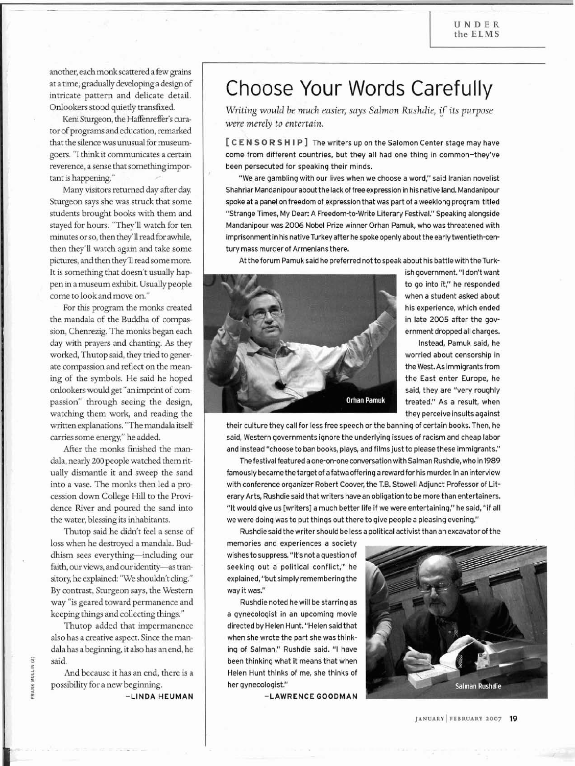another, each monk scattered a few grains at a time, gradually developing a design of intricate pattern and delicate detail. Onlookers stood quietly transfixed.

Keni Sturgeon, the Haffenreffer's curator of programs and education, remarked that the silence was unusual for museumgoers. "I think it communicates a certain reverence, a sense that something important is happening."

Many visitors returned day after day. Sturgeon says she was struck that some students brought books with them and stayed for hours. "They'll watch for ten minutes or so, then they'll read for awhile, then they'll watch again and take some pictures, and then they'll read some more. It is something that doesn't usually happen in a museum exhibit. Usually people come to look and move on."

For this program the monks created the mandala of the Buddha of compassion, Chenrezig. The monks began each day with prayers and chanting. As they worked, Thutop said, they tried to generate compassion and reflect on the meaning of the symbols. He said he hoped onlookers would get "an imprint of compassion" through seeing the design, watching them work, and reading the written explanations. "The mandala itself carries some energy," he added.

After the monks finished the mandala, nearly 200 people watched them ritually dismantle it and sweep the sand into a vase. The monks then led a procession down College Hill to the Providence River and poured the sand into the water, blessing its inhabitants.

Thutop said he didn't feel a sense of loss when he destroyed a mandala. Buddhism sees everything—including our faith, our views, and our identity—as transitory, he explained: "We shouldn't cling." By contrast, Sturgeon says, the Western way "is geared toward permanence and keeping things and collecting things."

Thutop added that impermanence also has a creative aspect. Since the mandala has a beginning, it also has an end, he said.

And because it has an end, there is a possibility for a new beginning.

—LINDA HEUMAN

# Choose Your Words Carefully

*Writing would be much easier, says Salmon Rushdie, if its purpose were merely to entertain.*

**[CENSORSHIP]** The writers up on the Salomon Center stage may have come from different countries, but they all had one thing in common—they've been persecuted for speaking their minds.

"We are gambling with our lives when we choose a word," said Iranian novelist Shahriar Mandanipour about the lack of free expression in his native land. Mandanipour spoke at a panel on freedom of expression that was part of a weeklong program titled "Strange Times, My Dear: A Freedom-to-Write Literary Festival." Speaking alongside Mandanipour was 2006 Nobel Prize winner Orhan Pamuk, who was threatened with imprisonment in his native Turkey after he spoke openly about the early twentieth-century mass murder of Armenians there.

At the forum Pamuk said he preferred not to speak about his battle with the Turkish government. "I don't want to go into it," he responded when a student asked about his experience, which ended in late 2005 after the government dropped all charges.

Orhan Pamuk

Instead, Pamuk said, he worried about censorship in the West. As immigrants from the East enter Europe, he said, they are "very roughly treated." As a result, when they perceive insults against their culture they call for less free speech or the banning of certain books. Then, he said, Western governments ignore the underlying issues of racism and cheap labor and instead "choose to ban books, plays, and films just to please these immigrants."

The festival featured a one-on-one conversation with Salman Rushdie, who in 1989 famously became the target of a fatwa offering a reward for his murder. In an interview with conference organizer Robert Coover, the T.B. Stowell Adjunct Professor of Literary Arts, Rushdie said that writers have an obligation to be more than entertainers. "It would give us [writers] a much better life if we were entertaining," he said, "if all we were doing was to put things out there to give people a pleasing evening."

Rushdie said the writer should be less a political activist than an excavator of the memories and experiences a society wishes to suppress. "It's not a question of seeking out a political conflict," he explained, "but simply remembering the way it was."

Rushdie noted he will be starring as a gynecologist in an upcoming movie directed by Helen Hunt. "Helen said that when she wrote the part she was thinking of Salman," Rushdie said. "I have been thinking what it means that when Helen Hunt thinks of me, she thinks of her gynecologist."

Salman Rushdie

—LAWRENCE GOODMAN

FRANK MULLIN (2)